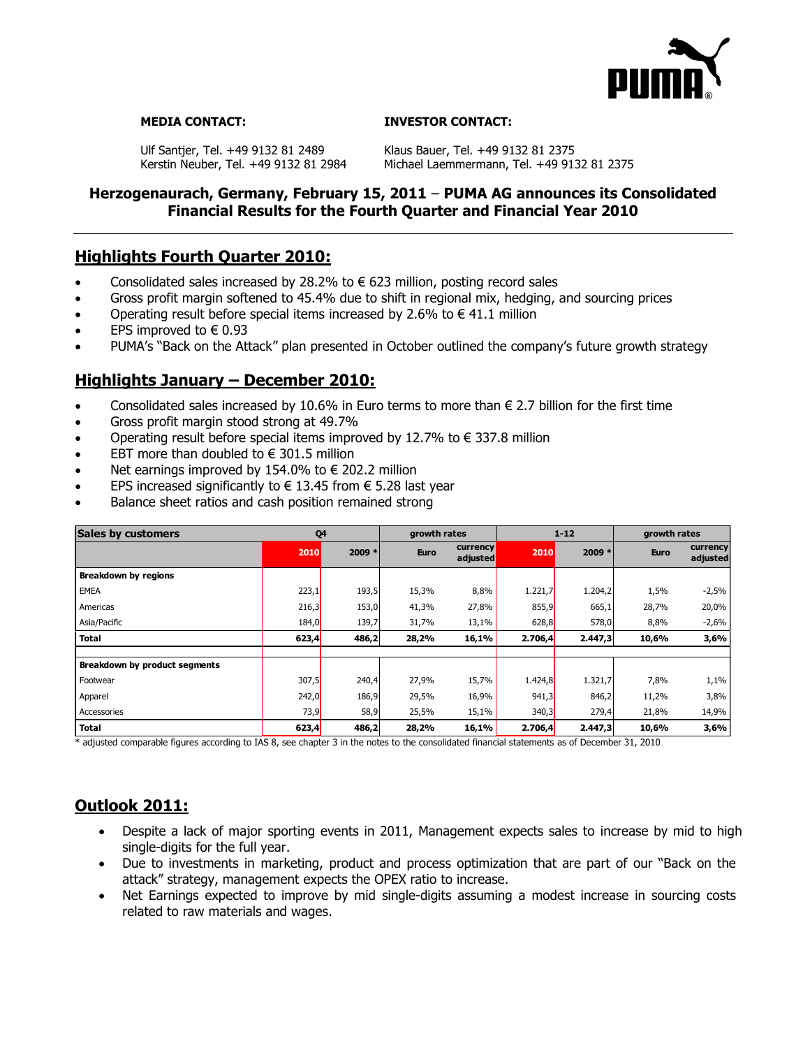**MEDIA CONTACT:**

Ulf Santjer, Tel. +49 9132 81 2489
Kerstin Neuber, Tel. +49 9132 81 2984

**INVESTOR CONTACT:**

Klaus Bauer, Tel. +49 9132 81 2375
Michael Laemmermann, Tel. +49 9132 81 2375

**Herzogenaurach, Germany, February 15, 2011 – PUMA AG announces its Consolidated Financial Results for the Fourth Quarter and Financial Year 2010**

## Highlights Fourth Quarter 2010:

- Consolidated sales increased by 28.2% to € 623 million, posting record sales
- Gross profit margin softened to 45.4% due to shift in regional mix, hedging, and sourcing prices
- Operating result before special items increased by 2.6% to € 41.1 million
- EPS improved to € 0.93
- PUMA's "Back on the Attack" plan presented in October outlined the company's future growth strategy

## Highlights January – December 2010:

- Consolidated sales increased by 10.6% in Euro terms to more than € 2.7 billion for the first time
- Gross profit margin stood strong at 49.7%
- Operating result before special items improved by 12.7% to € 337.8 million
- EBT more than doubled to € 301.5 million
- Net earnings improved by 154.0% to € 202.2 million
- EPS increased significantly to € 13.45 from € 5.28 last year
- Balance sheet ratios and cash position remained strong

| Sales by customers | Q4 | | growth rates | | 1-12 | | growth rates | |
|---|---|---|---|---|---|---|---|---|
| | 2010 | 2009 * | Euro | currency adjusted | 2010 | 2009 * | Euro | currency adjusted |
| **Breakdown by regions** | | | | | | | | |
| EMEA | 223,1 | 193,5 | 15,3% | 8,8% | 1.221,7 | 1.204,2 | 1,5% | -2,5% |
| Americas | 216,3 | 153,0 | 41,3% | 27,8% | 855,9 | 665,1 | 28,7% | 20,0% |
| Asia/Pacific | 184,0 | 139,7 | 31,7% | 13,1% | 628,8 | 578,0 | 8,8% | -2,6% |
| **Total** | **623,4** | **486,2** | **28,2%** | **16,1%** | **2.706,4** | **2.447,3** | **10,6%** | **3,6%** |
| | | | | | | | | |
| **Breakdown by product segments** | | | | | | | | |
| Footwear | 307,5 | 240,4 | 27,9% | 15,7% | 1.424,8 | 1.321,7 | 7,8% | 1,1% |
| Apparel | 242,0 | 186,9 | 29,5% | 16,9% | 941,3 | 846,2 | 11,2% | 3,8% |
| Accessories | 73,9 | 58,9 | 25,5% | 15,1% | 340,3 | 279,4 | 21,8% | 14,9% |
| **Total** | **623,4** | **486,2** | **28,2%** | **16,1%** | **2.706,4** | **2.447,3** | **10,6%** | **3,6%** |

\* adjusted comparable figures according to IAS 8, see chapter 3 in the notes to the consolidated financial statements as of December 31, 2010

## Outlook 2011:

- Despite a lack of major sporting events in 2011, Management expects sales to increase by mid to high single-digits for the full year.
- Due to investments in marketing, product and process optimization that are part of our "Back on the attack" strategy, management expects the OPEX ratio to increase.
- Net Earnings expected to improve by mid single-digits assuming a modest increase in sourcing costs related to raw materials and wages.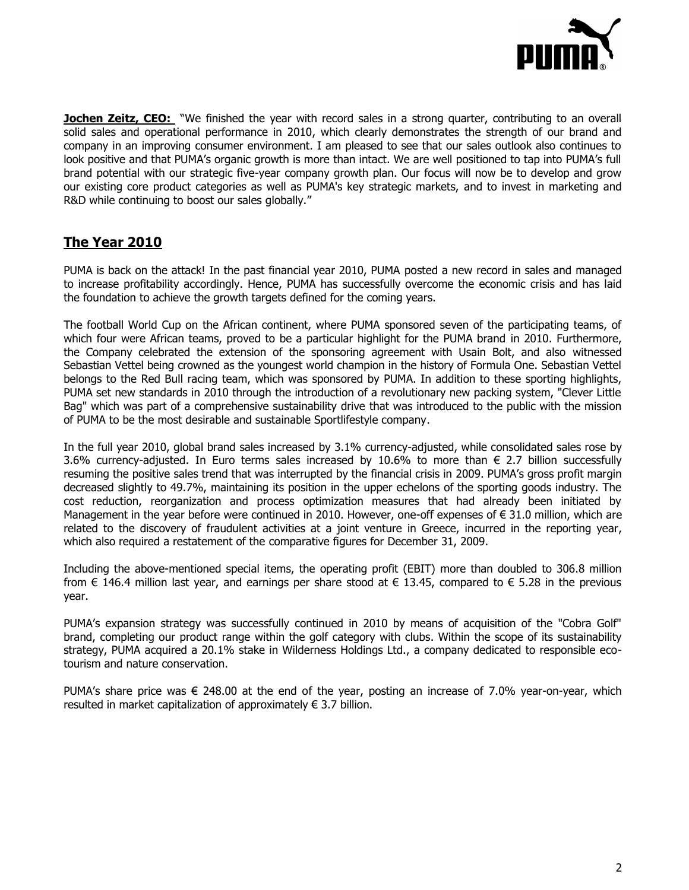**Jochen Zeitz, CEO:** "We finished the year with record sales in a strong quarter, contributing to an overall solid sales and operational performance in 2010, which clearly demonstrates the strength of our brand and company in an improving consumer environment. I am pleased to see that our sales outlook also continues to look positive and that PUMA's organic growth is more than intact. We are well positioned to tap into PUMA's full brand potential with our strategic five-year company growth plan. Our focus will now be to develop and grow our existing core product categories as well as PUMA's key strategic markets, and to invest in marketing and R&D while continuing to boost our sales globally."

## The Year 2010

PUMA is back on the attack! In the past financial year 2010, PUMA posted a new record in sales and managed to increase profitability accordingly. Hence, PUMA has successfully overcome the economic crisis and has laid the foundation to achieve the growth targets defined for the coming years.

The football World Cup on the African continent, where PUMA sponsored seven of the participating teams, of which four were African teams, proved to be a particular highlight for the PUMA brand in 2010. Furthermore, the Company celebrated the extension of the sponsoring agreement with Usain Bolt, and also witnessed Sebastian Vettel being crowned as the youngest world champion in the history of Formula One. Sebastian Vettel belongs to the Red Bull racing team, which was sponsored by PUMA. In addition to these sporting highlights, PUMA set new standards in 2010 through the introduction of a revolutionary new packing system, "Clever Little Bag" which was part of a comprehensive sustainability drive that was introduced to the public with the mission of PUMA to be the most desirable and sustainable Sportlifestyle company.

In the full year 2010, global brand sales increased by 3.1% currency-adjusted, while consolidated sales rose by 3.6% currency-adjusted. In Euro terms sales increased by 10.6% to more than € 2.7 billion successfully resuming the positive sales trend that was interrupted by the financial crisis in 2009. PUMA's gross profit margin decreased slightly to 49.7%, maintaining its position in the upper echelons of the sporting goods industry. The cost reduction, reorganization and process optimization measures that had already been initiated by Management in the year before were continued in 2010. However, one-off expenses of € 31.0 million, which are related to the discovery of fraudulent activities at a joint venture in Greece, incurred in the reporting year, which also required a restatement of the comparative figures for December 31, 2009.

Including the above-mentioned special items, the operating profit (EBIT) more than doubled to 306.8 million from € 146.4 million last year, and earnings per share stood at € 13.45, compared to € 5.28 in the previous year.

PUMA's expansion strategy was successfully continued in 2010 by means of acquisition of the "Cobra Golf" brand, completing our product range within the golf category with clubs. Within the scope of its sustainability strategy, PUMA acquired a 20.1% stake in Wilderness Holdings Ltd., a company dedicated to responsible eco-tourism and nature conservation.

PUMA's share price was € 248.00 at the end of the year, posting an increase of 7.0% year-on-year, which resulted in market capitalization of approximately € 3.7 billion.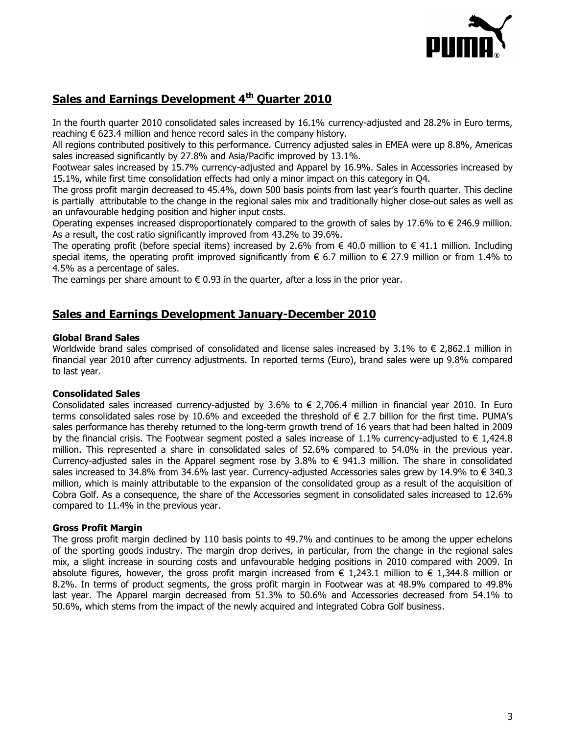## Sales and Earnings Development 4th Quarter 2010

In the fourth quarter 2010 consolidated sales increased by 16.1% currency-adjusted and 28.2% in Euro terms, reaching € 623.4 million and hence record sales in the company history.

All regions contributed positively to this performance. Currency adjusted sales in EMEA were up 8.8%, Americas sales increased significantly by 27.8% and Asia/Pacific improved by 13.1%.

Footwear sales increased by 15.7% currency-adjusted and Apparel by 16.9%. Sales in Accessories increased by 15.1%, while first time consolidation effects had only a minor impact on this category in Q4.

The gross profit margin decreased to 45.4%, down 500 basis points from last year's fourth quarter. This decline is partially attributable to the change in the regional sales mix and traditionally higher close-out sales as well as an unfavourable hedging position and higher input costs.

Operating expenses increased disproportionately compared to the growth of sales by 17.6% to € 246.9 million. As a result, the cost ratio significantly improved from 43.2% to 39.6%.

The operating profit (before special items) increased by 2.6% from € 40.0 million to € 41.1 million. Including special items, the operating profit improved significantly from € 6.7 million to € 27.9 million or from 1.4% to 4.5% as a percentage of sales.

The earnings per share amount to € 0.93 in the quarter, after a loss in the prior year.

## Sales and Earnings Development January-December 2010

**Global Brand Sales**

Worldwide brand sales comprised of consolidated and license sales increased by 3.1% to € 2,862.1 million in financial year 2010 after currency adjustments. In reported terms (Euro), brand sales were up 9.8% compared to last year.

**Consolidated Sales**

Consolidated sales increased currency-adjusted by 3.6% to € 2,706.4 million in financial year 2010. In Euro terms consolidated sales rose by 10.6% and exceeded the threshold of € 2.7 billion for the first time. PUMA's sales performance has thereby returned to the long-term growth trend of 16 years that had been halted in 2009 by the financial crisis. The Footwear segment posted a sales increase of 1.1% currency-adjusted to € 1,424.8 million. This represented a share in consolidated sales of 52.6% compared to 54.0% in the previous year. Currency-adjusted sales in the Apparel segment rose by 3.8% to € 941.3 million. The share in consolidated sales increased to 34.8% from 34.6% last year. Currency-adjusted Accessories sales grew by 14.9% to € 340.3 million, which is mainly attributable to the expansion of the consolidated group as a result of the acquisition of Cobra Golf. As a consequence, the share of the Accessories segment in consolidated sales increased to 12.6% compared to 11.4% in the previous year.

**Gross Profit Margin**

The gross profit margin declined by 110 basis points to 49.7% and continues to be among the upper echelons of the sporting goods industry. The margin drop derives, in particular, from the change in the regional sales mix, a slight increase in sourcing costs and unfavourable hedging positions in 2010 compared with 2009. In absolute figures, however, the gross profit margin increased from € 1,243.1 million to € 1,344.8 million or 8.2%. In terms of product segments, the gross profit margin in Footwear was at 48.9% compared to 49.8% last year. The Apparel margin decreased from 51.3% to 50.6% and Accessories decreased from 54.1% to 50.6%, which stems from the impact of the newly acquired and integrated Cobra Golf business.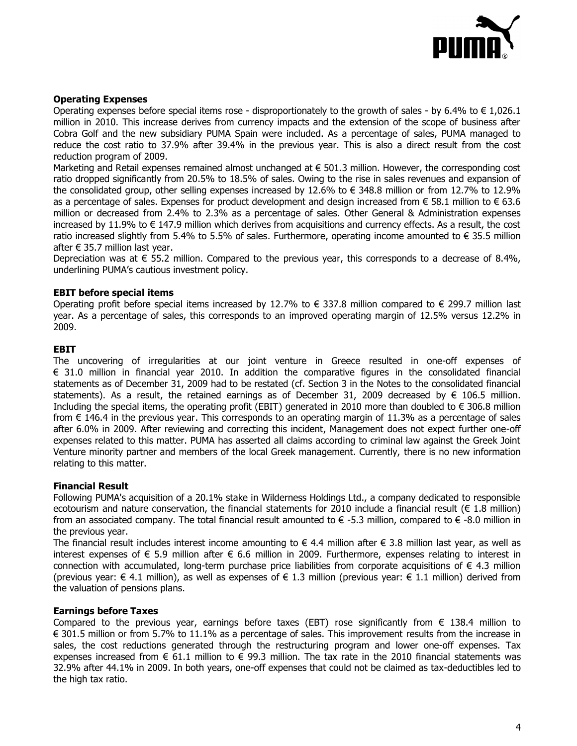**Operating Expenses**

Operating expenses before special items rose - disproportionately to the growth of sales - by 6.4% to € 1,026.1 million in 2010. This increase derives from currency impacts and the extension of the scope of business after Cobra Golf and the new subsidiary PUMA Spain were included. As a percentage of sales, PUMA managed to reduce the cost ratio to 37.9% after 39.4% in the previous year. This is also a direct result from the cost reduction program of 2009.

Marketing and Retail expenses remained almost unchanged at € 501.3 million. However, the corresponding cost ratio dropped significantly from 20.5% to 18.5% of sales. Owing to the rise in sales revenues and expansion of the consolidated group, other selling expenses increased by 12.6% to € 348.8 million or from 12.7% to 12.9% as a percentage of sales. Expenses for product development and design increased from € 58.1 million to € 63.6 million or decreased from 2.4% to 2.3% as a percentage of sales. Other General & Administration expenses increased by 11.9% to € 147.9 million which derives from acquisitions and currency effects. As a result, the cost ratio increased slightly from 5.4% to 5.5% of sales. Furthermore, operating income amounted to € 35.5 million after € 35.7 million last year.

Depreciation was at € 55.2 million. Compared to the previous year, this corresponds to a decrease of 8.4%, underlining PUMA's cautious investment policy.

**EBIT before special items**

Operating profit before special items increased by 12.7% to € 337.8 million compared to € 299.7 million last year. As a percentage of sales, this corresponds to an improved operating margin of 12.5% versus 12.2% in 2009.

**EBIT**

The uncovering of irregularities at our joint venture in Greece resulted in one-off expenses of € 31.0 million in financial year 2010. In addition the comparative figures in the consolidated financial statements as of December 31, 2009 had to be restated (cf. Section 3 in the Notes to the consolidated financial statements). As a result, the retained earnings as of December 31, 2009 decreased by € 106.5 million. Including the special items, the operating profit (EBIT) generated in 2010 more than doubled to € 306.8 million from € 146.4 in the previous year. This corresponds to an operating margin of 11.3% as a percentage of sales after 6.0% in 2009. After reviewing and correcting this incident, Management does not expect further one-off expenses related to this matter. PUMA has asserted all claims according to criminal law against the Greek Joint Venture minority partner and members of the local Greek management. Currently, there is no new information relating to this matter.

**Financial Result**

Following PUMA's acquisition of a 20.1% stake in Wilderness Holdings Ltd., a company dedicated to responsible ecotourism and nature conservation, the financial statements for 2010 include a financial result (€ 1.8 million) from an associated company. The total financial result amounted to € -5.3 million, compared to € -8.0 million in the previous year.

The financial result includes interest income amounting to € 4.4 million after € 3.8 million last year, as well as interest expenses of € 5.9 million after € 6.6 million in 2009. Furthermore, expenses relating to interest in connection with accumulated, long-term purchase price liabilities from corporate acquisitions of € 4.3 million (previous year: € 4.1 million), as well as expenses of € 1.3 million (previous year: € 1.1 million) derived from the valuation of pensions plans.

**Earnings before Taxes**

Compared to the previous year, earnings before taxes (EBT) rose significantly from € 138.4 million to € 301.5 million or from 5.7% to 11.1% as a percentage of sales. This improvement results from the increase in sales, the cost reductions generated through the restructuring program and lower one-off expenses. Tax expenses increased from € 61.1 million to € 99.3 million. The tax rate in the 2010 financial statements was 32.9% after 44.1% in 2009. In both years, one-off expenses that could not be claimed as tax-deductibles led to the high tax ratio.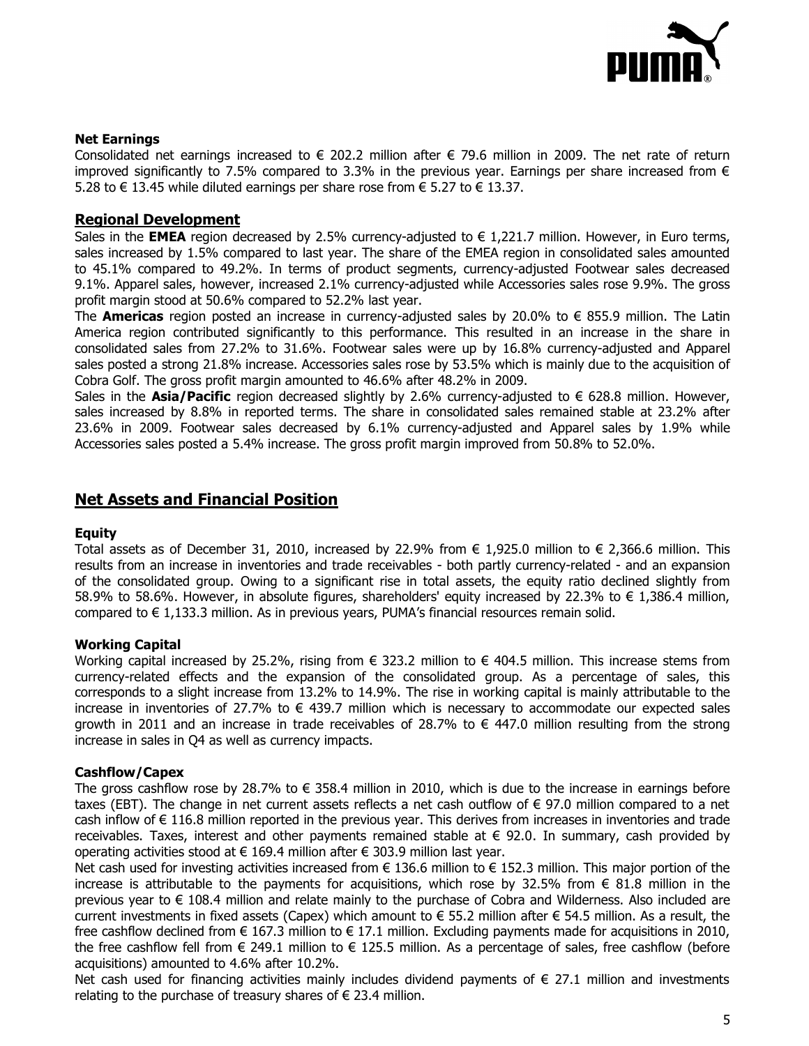### Net Earnings

Consolidated net earnings increased to € 202.2 million after € 79.6 million in 2009. The net rate of return improved significantly to 7.5% compared to 3.3% in the previous year. Earnings per share increased from € 5.28 to € 13.45 while diluted earnings per share rose from € 5.27 to € 13.37.

## Regional Development

Sales in the **EMEA** region decreased by 2.5% currency-adjusted to € 1,221.7 million. However, in Euro terms, sales increased by 1.5% compared to last year. The share of the EMEA region in consolidated sales amounted to 45.1% compared to 49.2%. In terms of product segments, currency-adjusted Footwear sales decreased 9.1%. Apparel sales, however, increased 2.1% currency-adjusted while Accessories sales rose 9.9%. The gross profit margin stood at 50.6% compared to 52.2% last year.

The **Americas** region posted an increase in currency-adjusted sales by 20.0% to € 855.9 million. The Latin America region contributed significantly to this performance. This resulted in an increase in the share in consolidated sales from 27.2% to 31.6%. Footwear sales were up by 16.8% currency-adjusted and Apparel sales posted a strong 21.8% increase. Accessories sales rose by 53.5% which is mainly due to the acquisition of Cobra Golf. The gross profit margin amounted to 46.6% after 48.2% in 2009.

Sales in the **Asia/Pacific** region decreased slightly by 2.6% currency-adjusted to € 628.8 million. However, sales increased by 8.8% in reported terms. The share in consolidated sales remained stable at 23.2% after 23.6% in 2009. Footwear sales decreased by 6.1% currency-adjusted and Apparel sales by 1.9% while Accessories sales posted a 5.4% increase. The gross profit margin improved from 50.8% to 52.0%.

## Net Assets and Financial Position

### Equity

Total assets as of December 31, 2010, increased by 22.9% from € 1,925.0 million to € 2,366.6 million. This results from an increase in inventories and trade receivables - both partly currency-related - and an expansion of the consolidated group. Owing to a significant rise in total assets, the equity ratio declined slightly from 58.9% to 58.6%. However, in absolute figures, shareholders' equity increased by 22.3% to € 1,386.4 million, compared to € 1,133.3 million. As in previous years, PUMA's financial resources remain solid.

### Working Capital

Working capital increased by 25.2%, rising from € 323.2 million to € 404.5 million. This increase stems from currency-related effects and the expansion of the consolidated group. As a percentage of sales, this corresponds to a slight increase from 13.2% to 14.9%. The rise in working capital is mainly attributable to the increase in inventories of 27.7% to € 439.7 million which is necessary to accommodate our expected sales growth in 2011 and an increase in trade receivables of 28.7% to € 447.0 million resulting from the strong increase in sales in Q4 as well as currency impacts.

### Cashflow/Capex

The gross cashflow rose by 28.7% to € 358.4 million in 2010, which is due to the increase in earnings before taxes (EBT). The change in net current assets reflects a net cash outflow of € 97.0 million compared to a net cash inflow of € 116.8 million reported in the previous year. This derives from increases in inventories and trade receivables. Taxes, interest and other payments remained stable at € 92.0. In summary, cash provided by operating activities stood at € 169.4 million after € 303.9 million last year.

Net cash used for investing activities increased from € 136.6 million to € 152.3 million. This major portion of the increase is attributable to the payments for acquisitions, which rose by 32.5% from € 81.8 million in the previous year to € 108.4 million and relate mainly to the purchase of Cobra and Wilderness. Also included are current investments in fixed assets (Capex) which amount to € 55.2 million after € 54.5 million. As a result, the free cashflow declined from € 167.3 million to € 17.1 million. Excluding payments made for acquisitions in 2010, the free cashflow fell from € 249.1 million to € 125.5 million. As a percentage of sales, free cashflow (before acquisitions) amounted to 4.6% after 10.2%.

Net cash used for financing activities mainly includes dividend payments of € 27.1 million and investments relating to the purchase of treasury shares of € 23.4 million.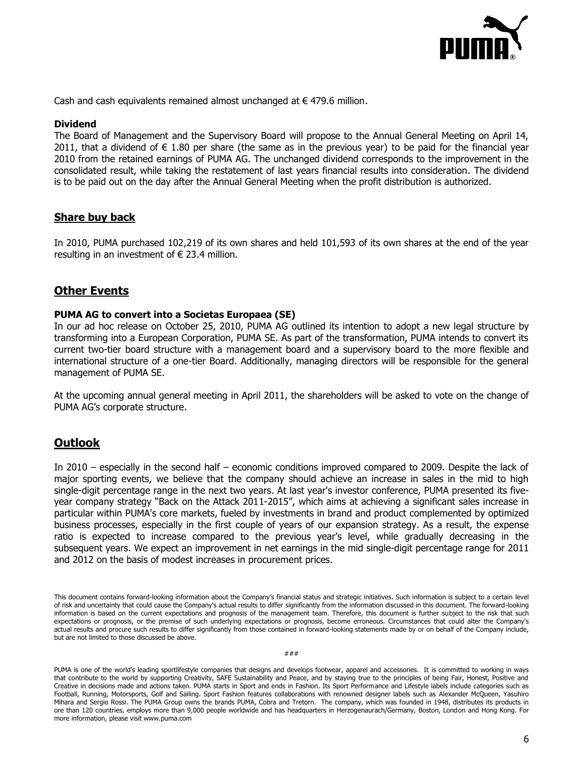Cash and cash equivalents remained almost unchanged at € 479.6 million.

**Dividend**

The Board of Management and the Supervisory Board will propose to the Annual General Meeting on April 14, 2011, that a dividend of € 1.80 per share (the same as in the previous year) to be paid for the financial year 2010 from the retained earnings of PUMA AG. The unchanged dividend corresponds to the improvement in the consolidated result, while taking the restatement of last years financial results into consideration. The dividend is to be paid out on the day after the Annual General Meeting when the profit distribution is authorized.

## Share buy back

In 2010, PUMA purchased 102,219 of its own shares and held 101,593 of its own shares at the end of the year resulting in an investment of € 23.4 million.

## Other Events

**PUMA AG to convert into a Societas Europaea (SE)**

In our ad hoc release on October 25, 2010, PUMA AG outlined its intention to adopt a new legal structure by transforming into a European Corporation, PUMA SE. As part of the transformation, PUMA intends to convert its current two-tier board structure with a management board and a supervisory board to the more flexible and international structure of a one-tier Board. Additionally, managing directors will be responsible for the general management of PUMA SE.

At the upcoming annual general meeting in April 2011, the shareholders will be asked to vote on the change of PUMA AG's corporate structure.

## Outlook

In 2010 – especially in the second half – economic conditions improved compared to 2009. Despite the lack of major sporting events, we believe that the company should achieve an increase in sales in the mid to high single-digit percentage range in the next two years. At last year's investor conference, PUMA presented its five-year company strategy "Back on the Attack 2011-2015", which aims at achieving a significant sales increase in particular within PUMA's core markets, fueled by investments in brand and product complemented by optimized business processes, especially in the first couple of years of our expansion strategy. As a result, the expense ratio is expected to increase compared to the previous year's level, while gradually decreasing in the subsequent years. We expect an improvement in net earnings in the mid single-digit percentage range for 2011 and 2012 on the basis of modest increases in procurement prices.

This document contains forward-looking information about the Company's financial status and strategic initiatives. Such information is subject to a certain level of risk and uncertainty that could cause the Company's actual results to differ significantly from the information discussed in this document. The forward-looking information is based on the current expectations and prognosis of the management team. Therefore, this document is further subject to the risk that such expectations or prognosis, or the premise of such underlying expectations or prognosis, become erroneous. Circumstances that could alter the Company's actual results and procure such results to differ significantly from those contained in forward-looking statements made by or on behalf of the Company include, but are not limited to those discussed be above.

###

PUMA is one of the world's leading sportlifestyle companies that designs and develops footwear, apparel and accessories. It is committed to working in ways that contribute to the world by supporting Creativity, SAFE Sustainability and Peace, and by staying true to the principles of being Fair, Honest, Positive and Creative in decisions made and actions taken. PUMA starts in Sport and ends in Fashion. Its Sport Performance and Lifestyle labels include categories such as Football, Running, Motorsports, Golf and Sailing. Sport Fashion features collaborations with renowned designer labels such as Alexander McQueen, Yasuhiro Mihara and Sergio Rossi. The PUMA Group owns the brands PUMA, Cobra and Tretorn. The company, which was founded in 1948, distributes its products in ore than 120 countries, employs more than 9,000 people worldwide and has headquarters in Herzogenaurach/Germany, Boston, London and Hong Kong. For more information, please visit www.puma.com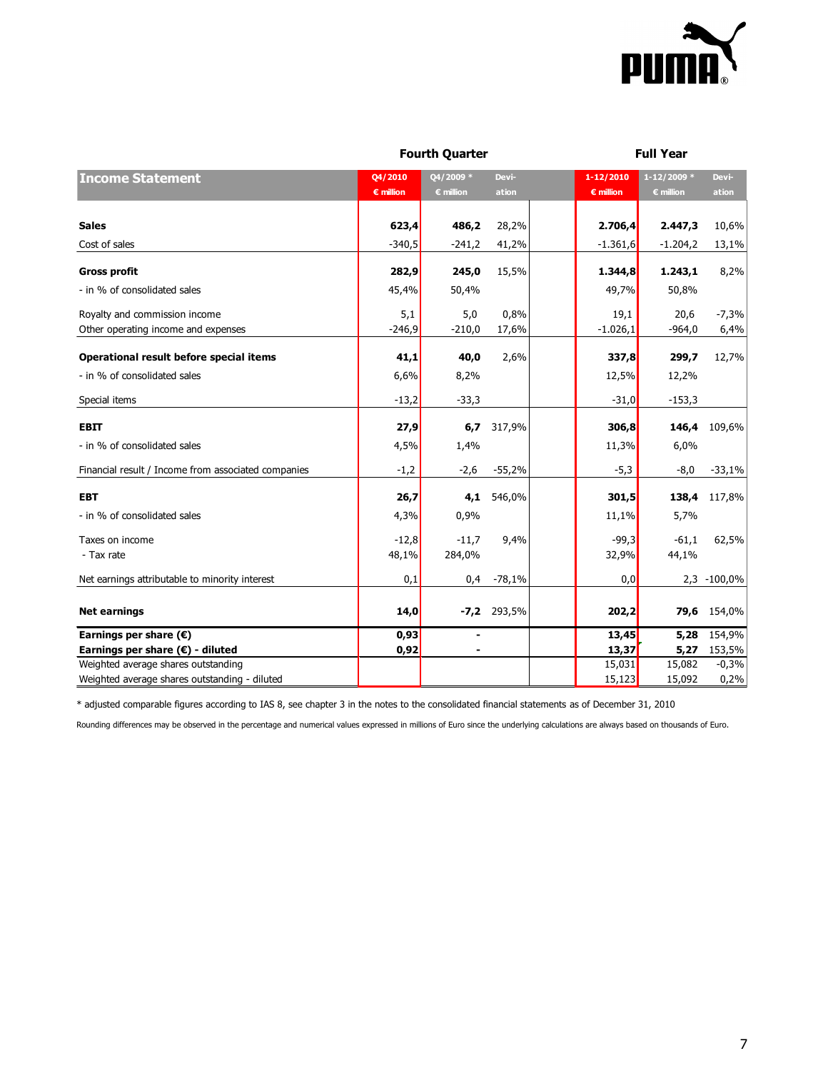| Income Statement | Fourth Quarter | | | Full Year | | |
|---|---|---|---|---|---|---|
| | Q4/2010 € million | Q4/2009 * € million | Deviation | 1-12/2010 € million | 1-12/2009 * € million | Deviation |
| **Sales** | **623,4** | **486,2** | 28,2% | **2.706,4** | **2.447,3** | 10,6% |
| Cost of sales | -340,5 | -241,2 | 41,2% | -1.361,6 | -1.204,2 | 13,1% |
| **Gross profit** | **282,9** | **245,0** | 15,5% | **1.344,8** | **1.243,1** | 8,2% |
| - in % of consolidated sales | 45,4% | 50,4% | | 49,7% | 50,8% | |
| Royalty and commission income | 5,1 | 5,0 | 0,8% | 19,1 | 20,6 | -7,3% |
| Other operating income and expenses | -246,9 | -210,0 | 17,6% | -1.026,1 | -964,0 | 6,4% |
| **Operational result before special items** | **41,1** | **40,0** | 2,6% | **337,8** | **299,7** | 12,7% |
| - in % of consolidated sales | 6,6% | 8,2% | | 12,5% | 12,2% | |
| Special items | -13,2 | -33,3 | | -31,0 | -153,3 | |
| **EBIT** | **27,9** | **6,7** | 317,9% | **306,8** | **146,4** | 109,6% |
| - in % of consolidated sales | 4,5% | 1,4% | | 11,3% | 6,0% | |
| Financial result / Income from associated companies | -1,2 | -2,6 | -55,2% | -5,3 | -8,0 | -33,1% |
| **EBT** | **26,7** | **4,1** | 546,0% | **301,5** | **138,4** | 117,8% |
| - in % of consolidated sales | 4,3% | 0,9% | | 11,1% | 5,7% | |
| Taxes on income | -12,8 | -11,7 | 9,4% | -99,3 | -61,1 | 62,5% |
| - Tax rate | 48,1% | 284,0% | | 32,9% | 44,1% | |
| Net earnings attributable to minority interest | 0,1 | 0,4 | -78,1% | 0,0 | 2,3 | -100,0% |
| **Net earnings** | **14,0** | **-7,2** | 293,5% | **202,2** | **79,6** | 154,0% |
| **Earnings per share (€)** | **0,93** | **-** | | **13,45** | **5,28** | 154,9% |
| **Earnings per share (€) - diluted** | **0,92** | **-** | | **13,37** | **5,27** | 153,5% |
| Weighted average shares outstanding | | | | 15,031 | 15,082 | -0,3% |
| Weighted average shares outstanding - diluted | | | | 15,123 | 15,092 | 0,2% |

* adjusted comparable figures according to IAS 8, see chapter 3 in the notes to the consolidated financial statements as of December 31, 2010

Rounding differences may be observed in the percentage and numerical values expressed in millions of Euro since the underlying calculations are always based on thousands of Euro.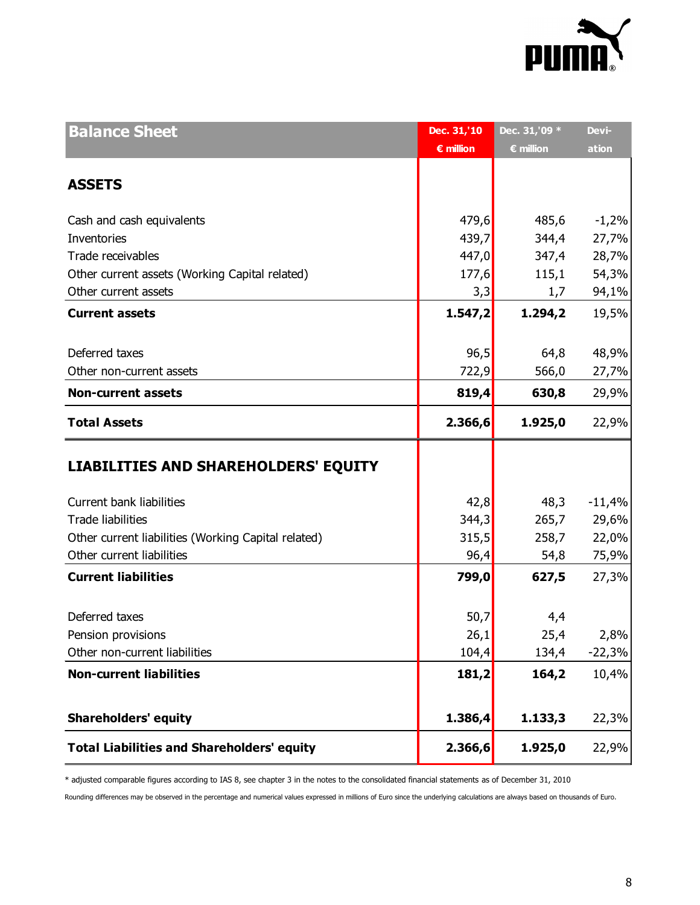| Balance Sheet | Dec. 31,'10<br>€ million | Dec. 31,'09 *<br>€ million | Devi-<br>ation |
|---|---|---|---|
| **ASSETS** | | | |
| Cash and cash equivalents | 479,6 | 485,6 | -1,2% |
| Inventories | 439,7 | 344,4 | 27,7% |
| Trade receivables | 447,0 | 347,4 | 28,7% |
| Other current assets (Working Capital related) | 177,6 | 115,1 | 54,3% |
| Other current assets | 3,3 | 1,7 | 94,1% |
| **Current assets** | **1.547,2** | **1.294,2** | 19,5% |
| Deferred taxes | 96,5 | 64,8 | 48,9% |
| Other non-current assets | 722,9 | 566,0 | 27,7% |
| **Non-current assets** | **819,4** | **630,8** | 29,9% |
| **Total Assets** | **2.366,6** | **1.925,0** | 22,9% |
| **LIABILITIES AND SHAREHOLDERS' EQUITY** | | | |
| Current bank liabilities | 42,8 | 48,3 | -11,4% |
| Trade liabilities | 344,3 | 265,7 | 29,6% |
| Other current liabilities (Working Capital related) | 315,5 | 258,7 | 22,0% |
| Other current liabilities | 96,4 | 54,8 | 75,9% |
| **Current liabilities** | **799,0** | **627,5** | 27,3% |
| Deferred taxes | 50,7 | 4,4 | |
| Pension provisions | 26,1 | 25,4 | 2,8% |
| Other non-current liabilities | 104,4 | 134,4 | -22,3% |
| **Non-current liabilities** | **181,2** | **164,2** | 10,4% |
| **Shareholders' equity** | **1.386,4** | **1.133,3** | 22,3% |
| **Total Liabilities and Shareholders' equity** | **2.366,6** | **1.925,0** | 22,9% |

* adjusted comparable figures according to IAS 8, see chapter 3 in the notes to the consolidated financial statements as of December 31, 2010

Rounding differences may be observed in the percentage and numerical values expressed in millions of Euro since the underlying calculations are always based on thousands of Euro.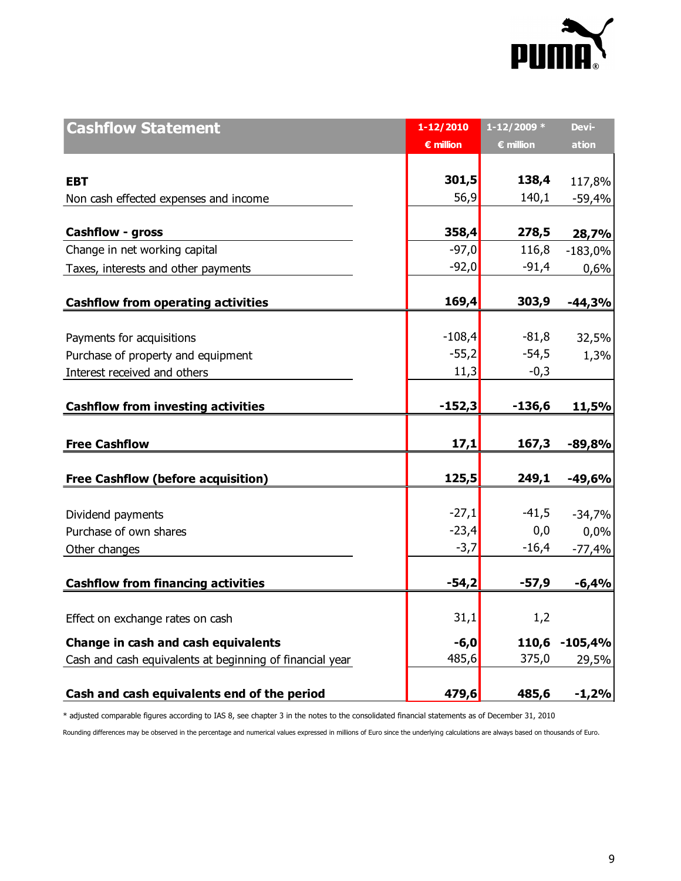| Cashflow Statement | 1-12/2010<br>€ million | 1-12/2009 *<br>€ million | Devi-<br>ation |
|---|---|---|---|
| **EBT** | **301,5** | **138,4** | 117,8% |
| Non cash effected expenses and income | 56,9 | 140,1 | -59,4% |
| **Cashflow - gross** | **358,4** | **278,5** | **28,7%** |
| Change in net working capital | -97,0 | 116,8 | -183,0% |
| Taxes, interests and other payments | -92,0 | -91,4 | 0,6% |
| **Cashflow from operating activities** | **169,4** | **303,9** | **-44,3%** |
| Payments for acquisitions | -108,4 | -81,8 | 32,5% |
| Purchase of property and equipment | -55,2 | -54,5 | 1,3% |
| Interest received and others | 11,3 | -0,3 | |
| **Cashflow from investing activities** | **-152,3** | **-136,6** | **11,5%** |
| **Free Cashflow** | **17,1** | **167,3** | **-89,8%** |
| **Free Cashflow (before acquisition)** | **125,5** | **249,1** | **-49,6%** |
| Dividend payments | -27,1 | -41,5 | -34,7% |
| Purchase of own shares | -23,4 | 0,0 | 0,0% |
| Other changes | -3,7 | -16,4 | -77,4% |
| **Cashflow from financing activities** | **-54,2** | **-57,9** | **-6,4%** |
| Effect on exchange rates on cash | 31,1 | 1,2 | |
| **Change in cash and cash equivalents** | **-6,0** | **110,6** | **-105,4%** |
| Cash and cash equivalents at beginning of financial year | 485,6 | 375,0 | 29,5% |
| **Cash and cash equivalents end of the period** | **479,6** | **485,6** | **-1,2%** |

* adjusted comparable figures according to IAS 8, see chapter 3 in the notes to the consolidated financial statements as of December 31, 2010

Rounding differences may be observed in the percentage and numerical values expressed in millions of Euro since the underlying calculations are always based on thousands of Euro.